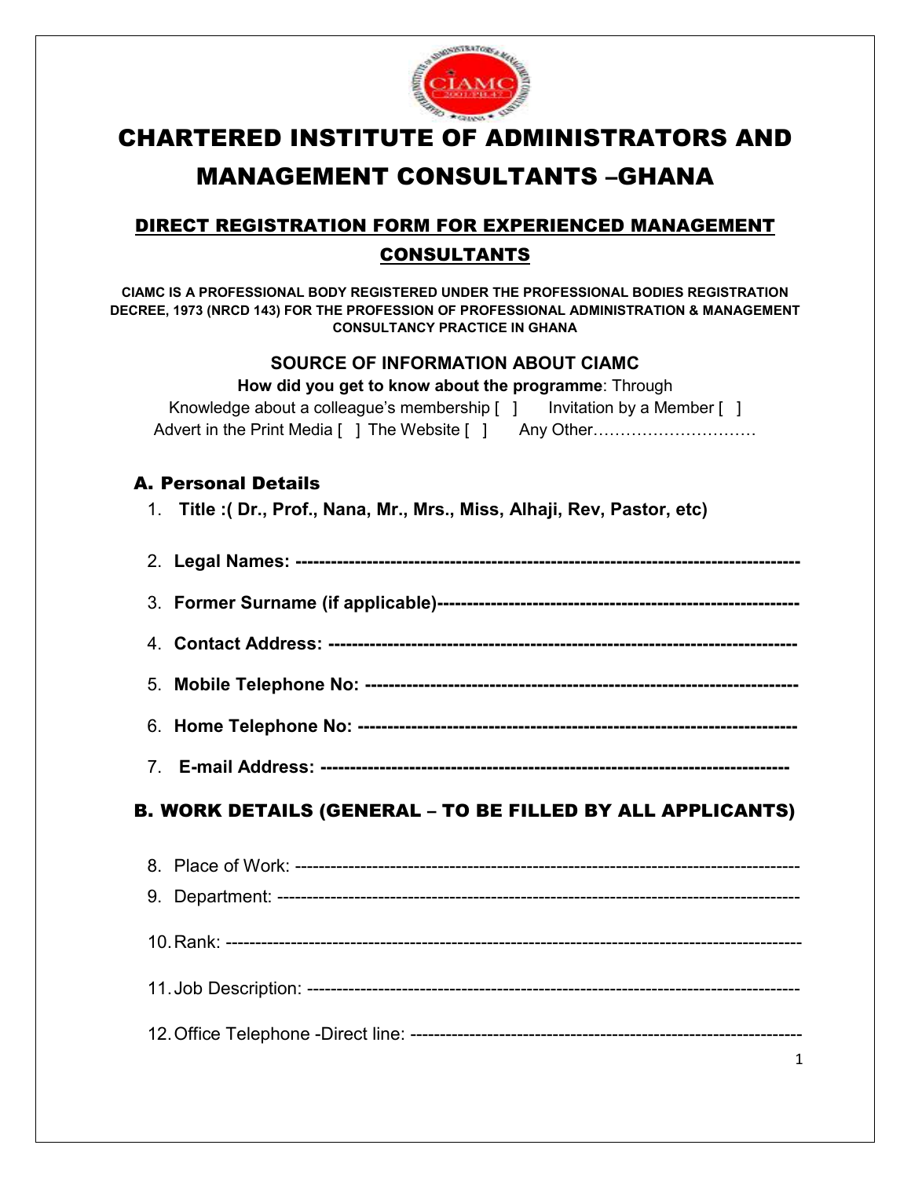# CHARTERED INSTITUTE OF ADMINISTRATORS AND MANAGEMENT CONSULTANTS –GHANA

## DIRECT REGISTRATION FORM FOR EXPERIENCED MANAGEMENT CONSULTANTS

**CIAMC IS A PROFESSIONAL BODY REGISTERED UNDER THE PROFESSIONAL BODIES REGISTRATION DECREE, 1973 (NRCD 143) FOR THE PROFESSION OF PROFESSIONAL ADMINISTRATION & MANAGEMENT CONSULTANCY PRACTICE IN GHANA**

### SOURCE OF INFORMATION ABOUT CIAMC

**How did you get to know about the programme**: Through

Knowledge about a colleague's membership [ ]  Invitation by a Member [ ]

Advert in the Print Media [ ] The Website [ ]  Any Other…………………………

## A. Personal Details

1. **Title :( Dr., Prof., Nana, Mr., Mrs., Miss, Alhaji, Rev, Pastor, etc)**
2. **Legal Names: ----------------------------------------------------------------------------------**
3. **Former Surname (if applicable)-----------------------------------------------------------**
4. **Contact Address: ----------------------------------------------------------------------------**
5. **Mobile Telephone No: ---------------------------------------------------------------------**
6. **Home Telephone No: ----------------------------------------------------------------------**
7. **E-mail Address: ----------------------------------------------------------------------------**

## B. WORK DETAILS (GENERAL – TO BE FILLED BY ALL APPLICANTS)

8. Place of Work: ----------------------------------------------------------------------------------
9. Department: -------------------------------------------------------------------------------------
10. Rank: -------------------------------------------------------------------------------------------
11. Job Description: ------------------------------------------------------------------------------
12. Office Telephone -Direct line: -----------------------------------------------------------------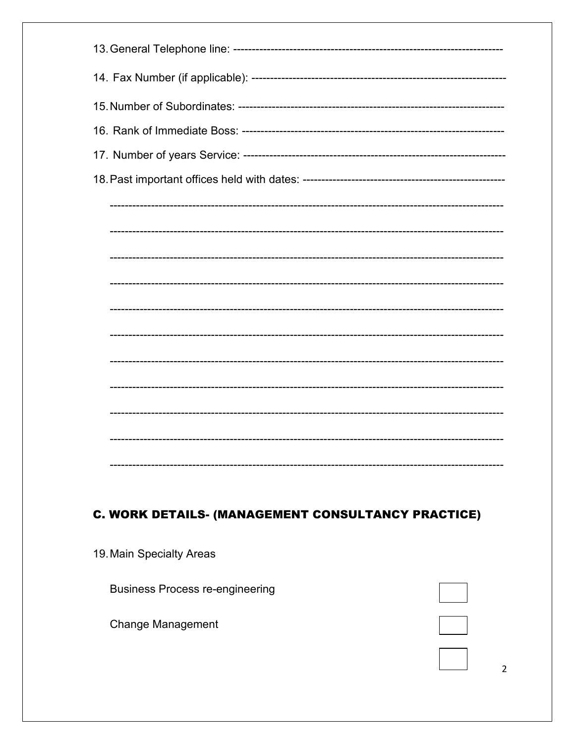13. General Telephone line: -------------------------------------------------------------------

14. Fax Number (if applicable): ----------------------------------------------------------------

15. Number of Subordinates: -----------------------------------------------------------------

16. Rank of Immediate Boss: -----------------------------------------------------------------

17. Number of years Service: -----------------------------------------------------------------

18. Past important offices held with dates: ---------------------------------------------------

----------------------------------------------------------------------------------------------------

----------------------------------------------------------------------------------------------------

----------------------------------------------------------------------------------------------------

----------------------------------------------------------------------------------------------------

----------------------------------------------------------------------------------------------------

----------------------------------------------------------------------------------------------------

----------------------------------------------------------------------------------------------------

----------------------------------------------------------------------------------------------------

----------------------------------------------------------------------------------------------------

----------------------------------------------------------------------------------------------------

----------------------------------------------------------------------------------------------------

## C. WORK DETAILS- (MANAGEMENT CONSULTANCY PRACTICE)

19. Main Specialty Areas

    Business Process re-engineering ☐

    Change Management ☐

    ☐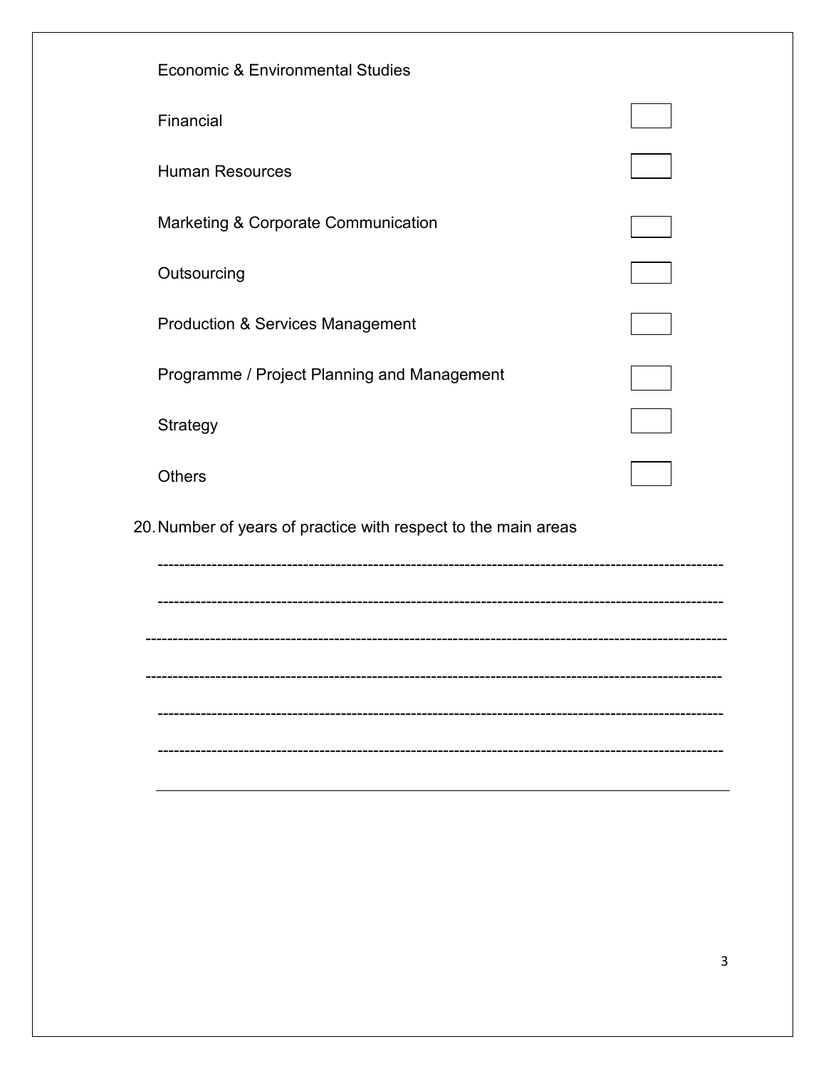Economic & Environmental Studies

Financial ☐

Human Resources ☐

Marketing & Corporate Communication ☐

Outsourcing ☐

Production & Services Management ☐

Programme / Project Planning and Management ☐

Strategy ☐

Others ☐

20. Number of years of practice with respect to the main areas

----------------------------------------------------------------------------------------------------

----------------------------------------------------------------------------------------------------

----------------------------------------------------------------------------------------------------

----------------------------------------------------------------------------------------------------

----------------------------------------------------------------------------------------------------

----------------------------------------------------------------------------------------------------

___________________________________________________________________________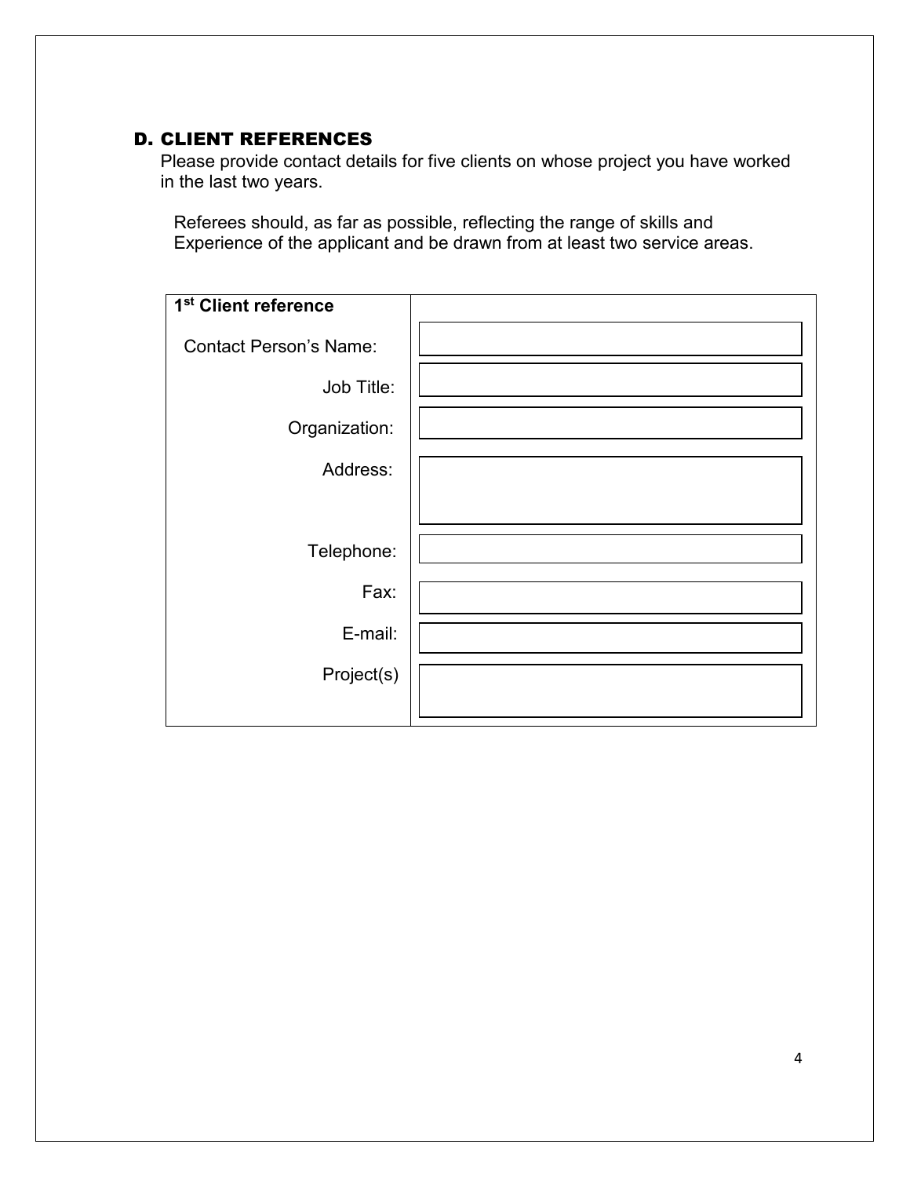## D. CLIENT REFERENCES

Please provide contact details for five clients on whose project you have worked in the last two years.

Referees should, as far as possible, reflecting the range of skills and Experience of the applicant and be drawn from at least two service areas.

| 1st Client reference | |
|---|---|
| Contact Person's Name: | |
| Job Title: | |
| Organization: | |
| Address: | |
| Telephone: | |
| Fax: | |
| E-mail: | |
| Project(s) | |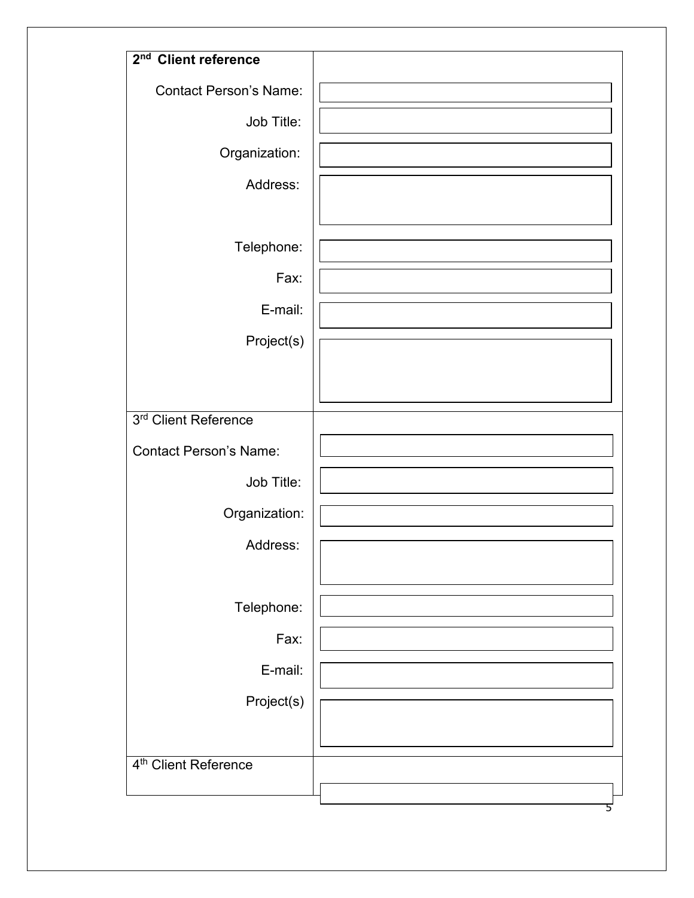| **2nd Client reference** | |
|---|---|
| Contact Person's Name: | |
| Job Title: | |
| Organization: | |
| Address: | |
| Telephone: | |
| Fax: | |
| E-mail: | |
| Project(s) | |
| 3rd Client Reference | |
| Contact Person's Name: | |
| Job Title: | |
| Organization: | |
| Address: | |
| Telephone: | |
| Fax: | |
| E-mail: | |
| Project(s) | |
| 4th Client Reference | |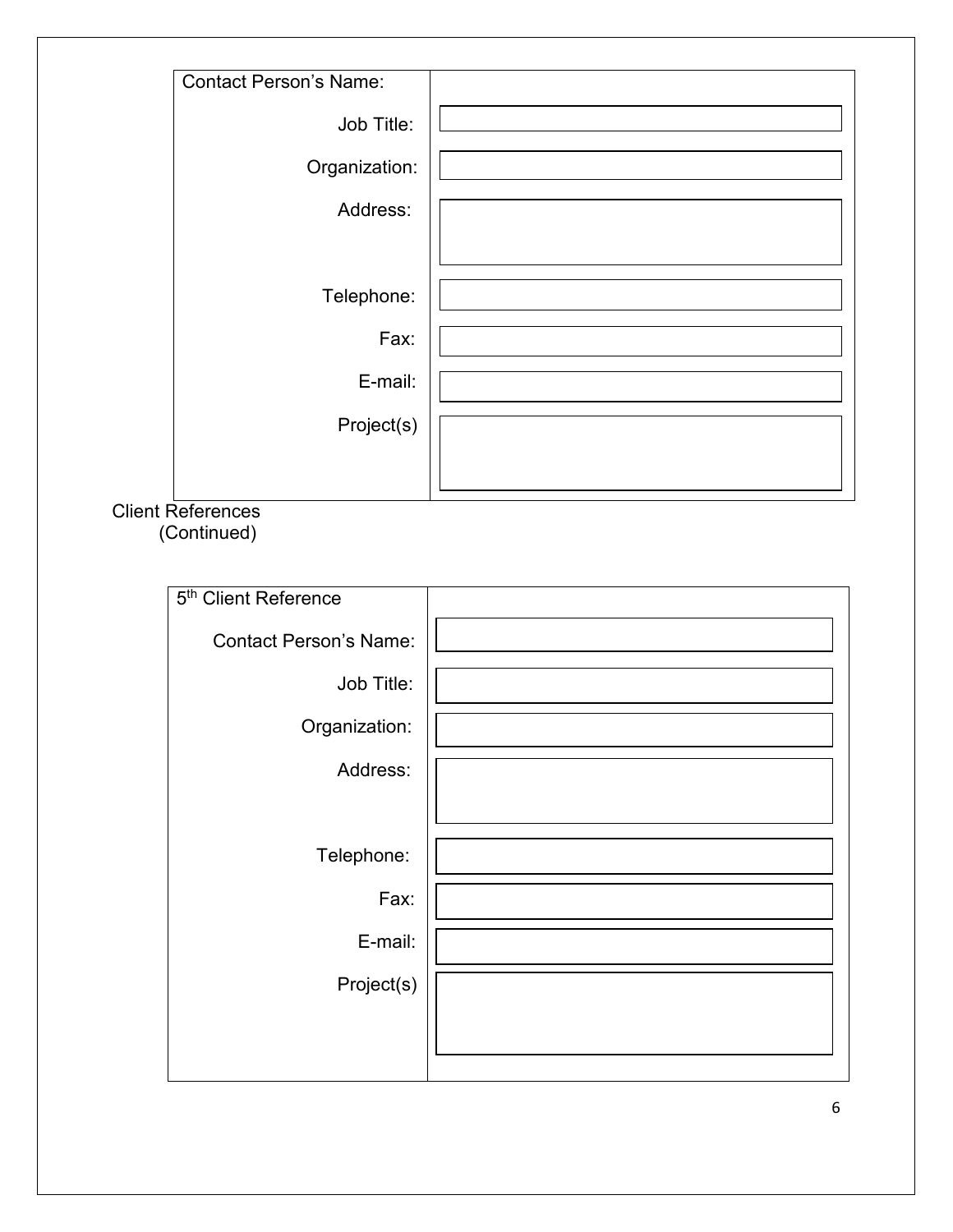| Contact Person's Name: | |
|---|---|
| Job Title: | |
| Organization: | |
| Address: | |
| Telephone: | |
| Fax: | |
| E-mail: | |
| Project(s) | |

Client References
(Continued)

| 5th Client Reference | |
|---|---|
| Contact Person's Name: | |
| Job Title: | |
| Organization: | |
| Address: | |
| Telephone: | |
| Fax: | |
| E-mail: | |
| Project(s) | |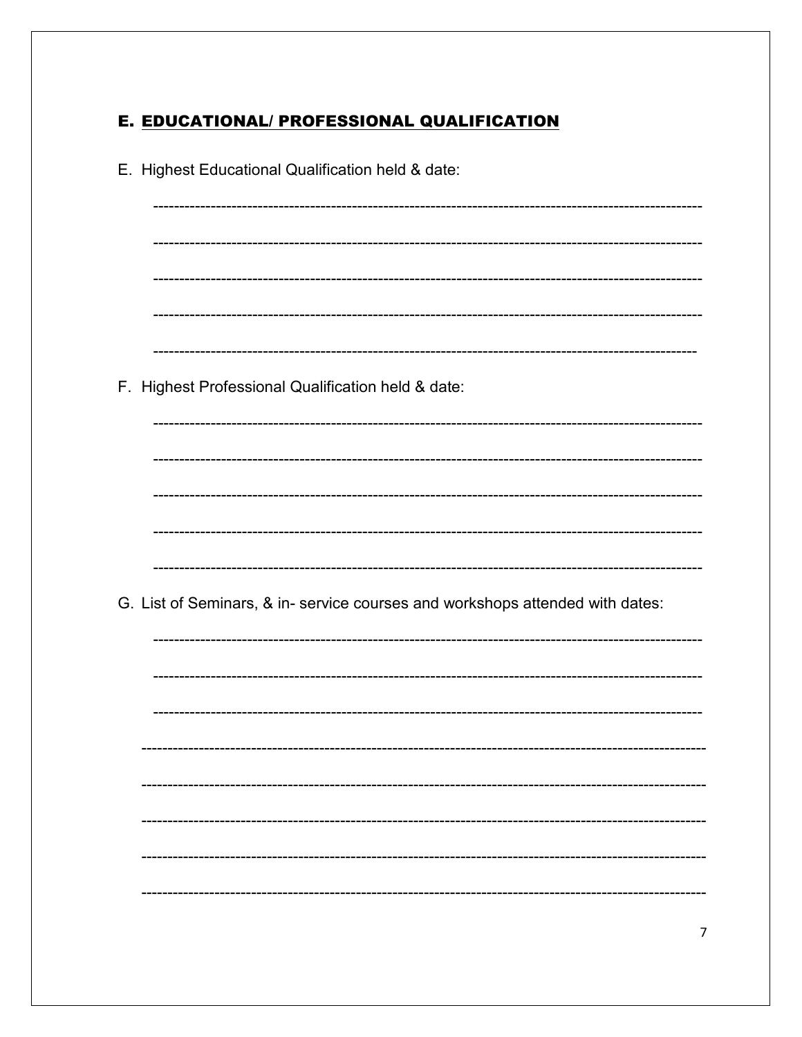## E. EDUCATIONAL/ PROFESSIONAL QUALIFICATION

E. Highest Educational Qualification held & date:

-----------------------------------------------------------------------------------------------------------

-----------------------------------------------------------------------------------------------------------

-----------------------------------------------------------------------------------------------------------

-----------------------------------------------------------------------------------------------------------

-----------------------------------------------------------------------------------------------------------

F. Highest Professional Qualification held & date:

-----------------------------------------------------------------------------------------------------------

-----------------------------------------------------------------------------------------------------------

-----------------------------------------------------------------------------------------------------------

-----------------------------------------------------------------------------------------------------------

-----------------------------------------------------------------------------------------------------------

G. List of Seminars, & in- service courses and workshops attended with dates:

-----------------------------------------------------------------------------------------------------------

-----------------------------------------------------------------------------------------------------------

-----------------------------------------------------------------------------------------------------------

-----------------------------------------------------------------------------------------------------------

-----------------------------------------------------------------------------------------------------------

-----------------------------------------------------------------------------------------------------------

-----------------------------------------------------------------------------------------------------------

-----------------------------------------------------------------------------------------------------------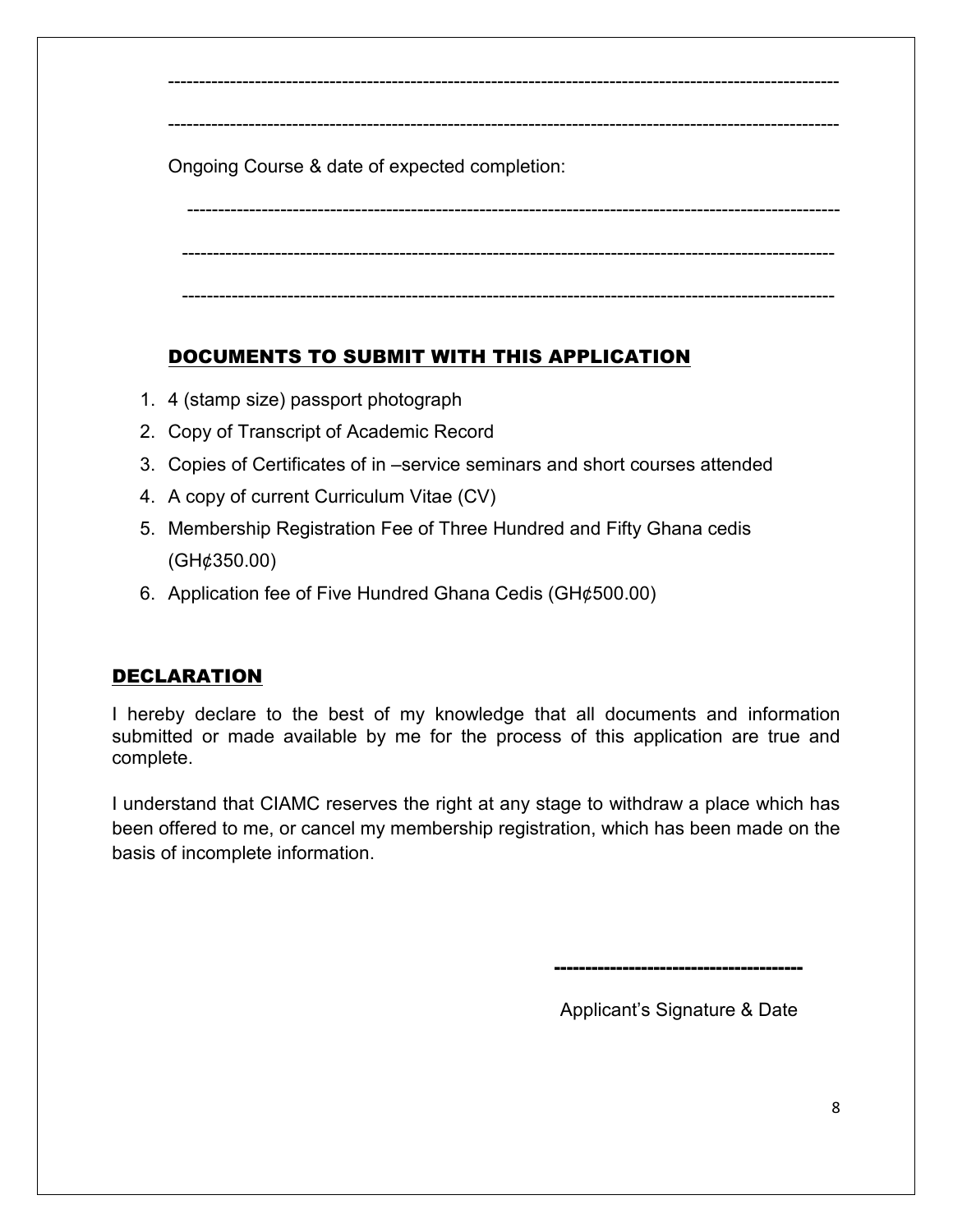-------------------------------------------------------------------------------------------------------

-------------------------------------------------------------------------------------------------------

Ongoing Course & date of expected completion:

-------------------------------------------------------------------------------------------------------

-------------------------------------------------------------------------------------------------------

-------------------------------------------------------------------------------------------------------

## DOCUMENTS TO SUBMIT WITH THIS APPLICATION

1. 4 (stamp size) passport photograph
2. Copy of Transcript of Academic Record
3. Copies of Certificates of in –service seminars and short courses attended
4. A copy of current Curriculum Vitae (CV)
5. Membership Registration Fee of Three Hundred and Fifty Ghana cedis (GH¢350.00)
6. Application fee of Five Hundred Ghana Cedis (GH¢500.00)

## DECLARATION

I hereby declare to the best of my knowledge that all documents and information submitted or made available by me for the process of this application are true and complete.

I understand that CIAMC reserves the right at any stage to withdraw a place which has been offered to me, or cancel my membership registration, which has been made on the basis of incomplete information.

---------------------------------------

Applicant's Signature & Date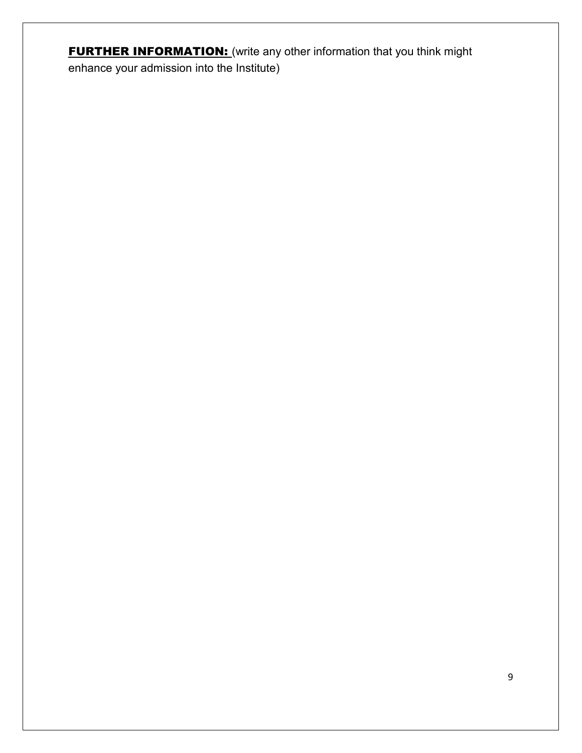**<u>FURTHER INFORMATION:</u>** (write any other information that you think might enhance your admission into the Institute)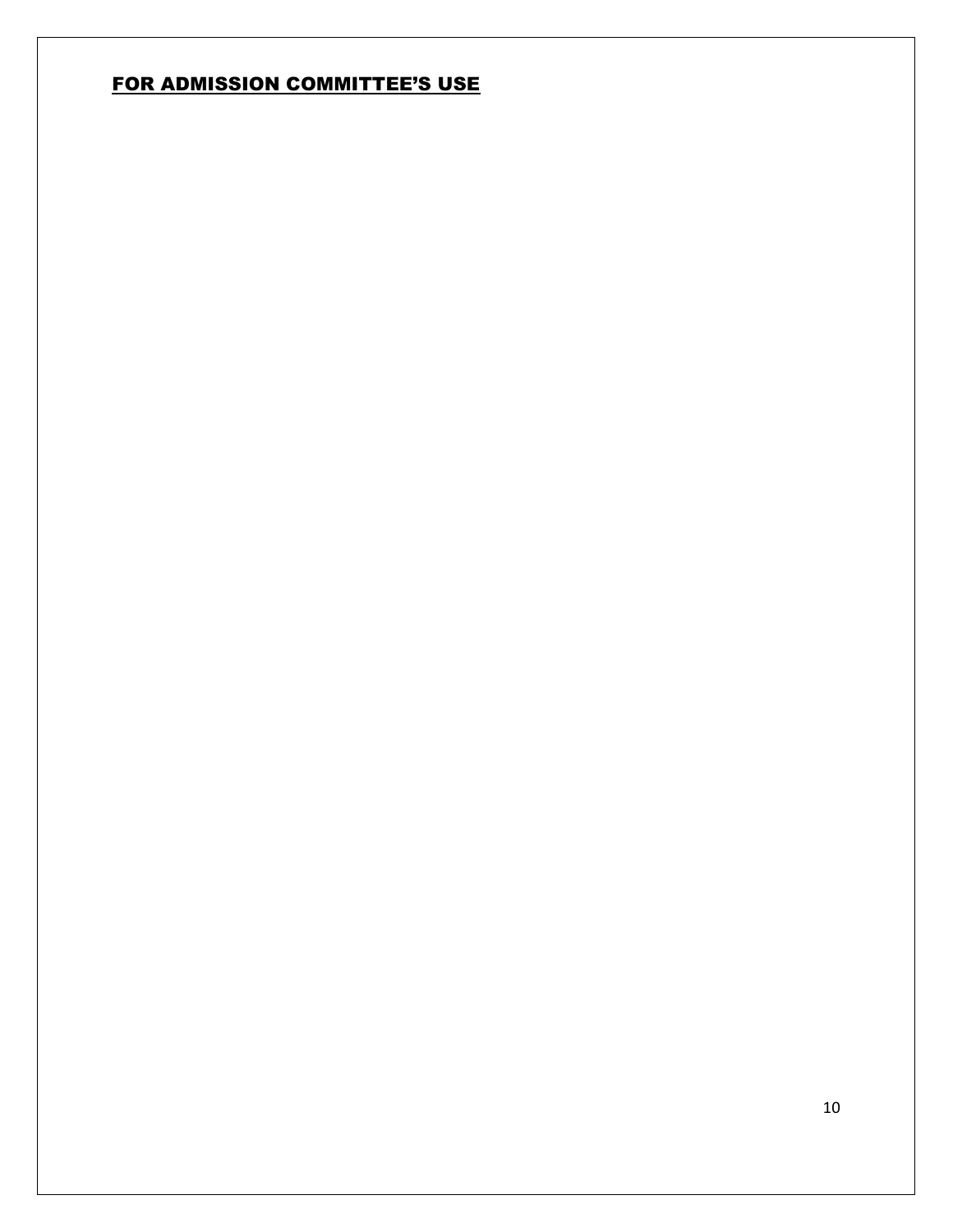## FOR ADMISSION COMMITTEE'S USE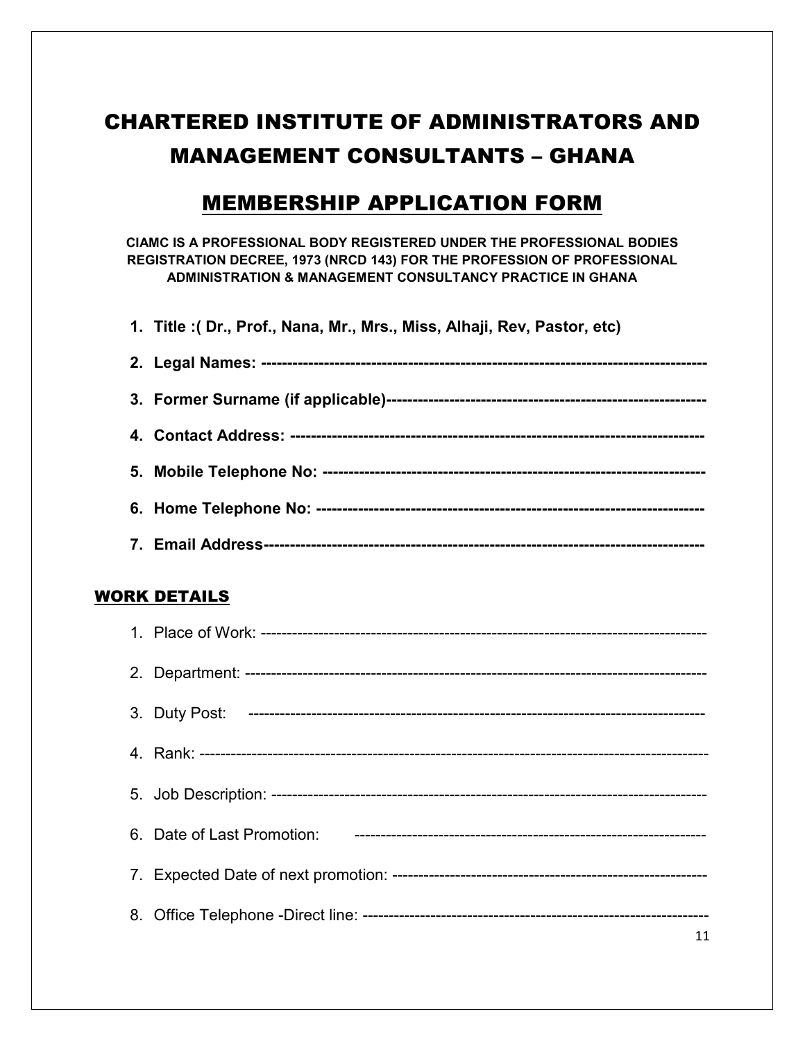# CHARTERED INSTITUTE OF ADMINISTRATORS AND MANAGEMENT CONSULTANTS – GHANA

## MEMBERSHIP APPLICATION FORM

**CIAMC IS A PROFESSIONAL BODY REGISTERED UNDER THE PROFESSIONAL BODIES REGISTRATION DECREE, 1973 (NRCD 143) FOR THE PROFESSION OF PROFESSIONAL ADMINISTRATION & MANAGEMENT CONSULTANCY PRACTICE IN GHANA**

1. **Title :( Dr., Prof., Nana, Mr., Mrs., Miss, Alhaji, Rev, Pastor, etc)**
2. **Legal Names: --------------------------------------------------------------------------------**
3. **Former Surname (if applicable)----------------------------------------------------------**
4. **Contact Address: -----------------------------------------------------------------------------**
5. **Mobile Telephone No: ----------------------------------------------------------------------**
6. **Home Telephone No: -----------------------------------------------------------------------**
7. **Email Address-------------------------------------------------------------------------------**

## WORK DETAILS

1. Place of Work: --------------------------------------------------------------------------------
2. Department: ----------------------------------------------------------------------------------
3. Duty Post: ----------------------------------------------------------------------------------
4. Rank: -------------------------------------------------------------------------------------------
5. Job Description: -----------------------------------------------------------------------------
6. Date of Last Promotion: ------------------------------------------------------------------
7. Expected Date of next promotion: ---------------------------------------------------------
8. Office Telephone -Direct line: -----------------------------------------------------------------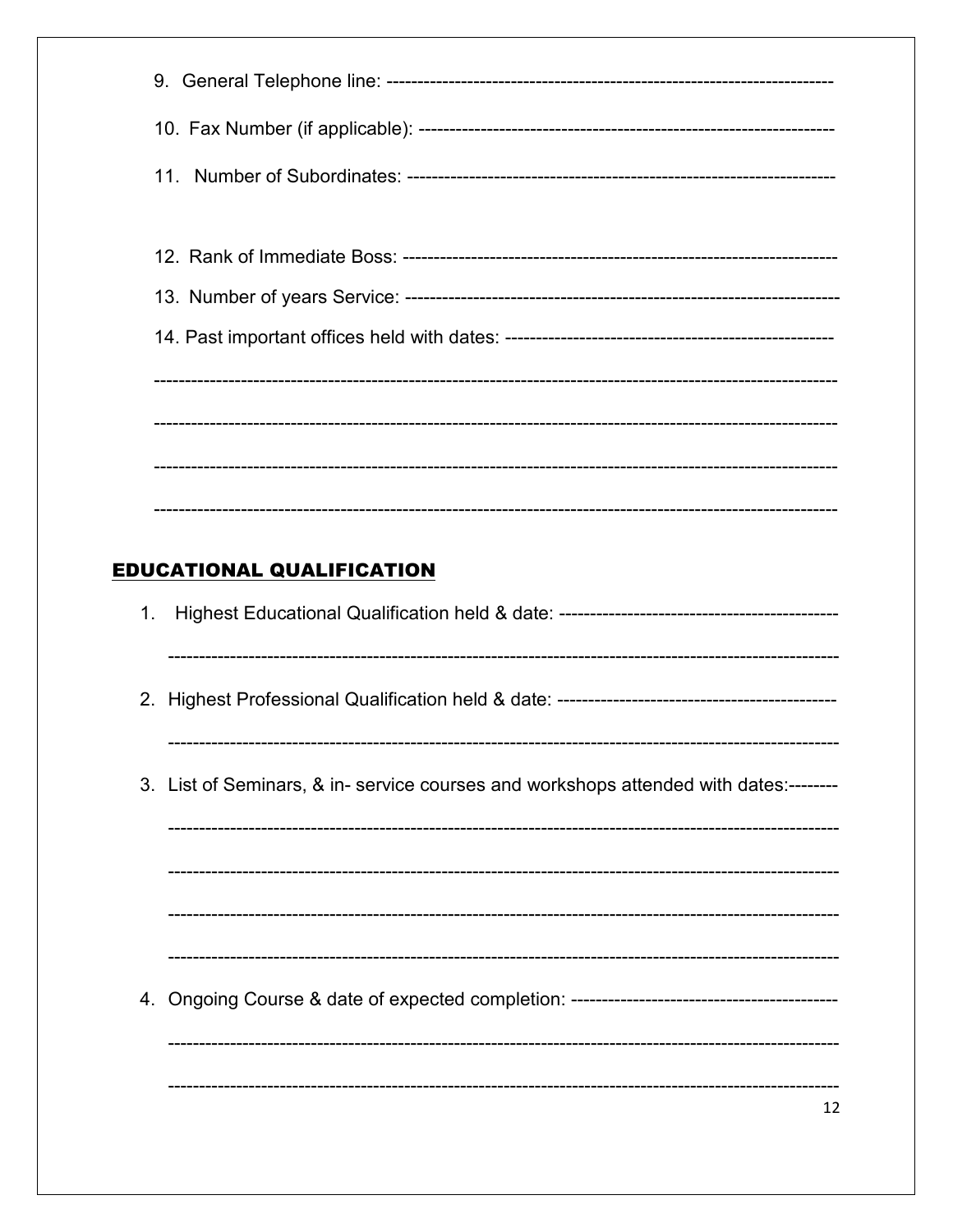9. General Telephone line: -----------------------------------------------------------------------

10. Fax Number (if applicable): -------------------------------------------------------------------

11. Number of Subordinates: ---------------------------------------------------------------------

12. Rank of Immediate Boss: ----------------------------------------------------------------------

13. Number of years Service: ----------------------------------------------------------------------

14. Past important offices held with dates: -----------------------------------------------------

--------------------------------------------------------------------------------------------------------------

--------------------------------------------------------------------------------------------------------------

--------------------------------------------------------------------------------------------------------------

--------------------------------------------------------------------------------------------------------------

## EDUCATIONAL QUALIFICATION

1. Highest Educational Qualification held & date: ---------------------------------------------

   ------------------------------------------------------------------------------------------------------------

2. Highest Professional Qualification held & date: --------------------------------------------

   ------------------------------------------------------------------------------------------------------------

3. List of Seminars, & in- service courses and workshops attended with dates:--------

   ------------------------------------------------------------------------------------------------------------

   ------------------------------------------------------------------------------------------------------------

   ------------------------------------------------------------------------------------------------------------

   ------------------------------------------------------------------------------------------------------------

4. Ongoing Course & date of expected completion: -------------------------------------------

   ------------------------------------------------------------------------------------------------------------

   ------------------------------------------------------------------------------------------------------------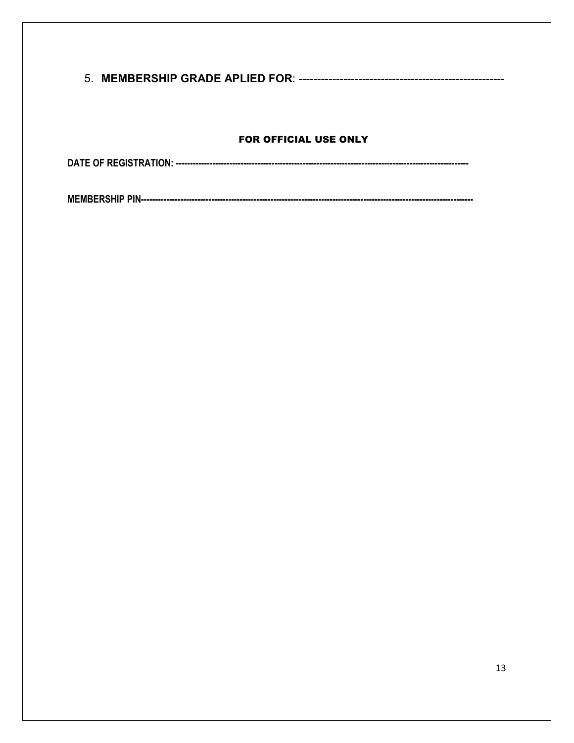5. **MEMBERSHIP GRADE APLIED FOR**: -------------------------------------------------------

## FOR OFFICIAL USE ONLY

**DATE OF REGISTRATION: -----------------------------------------------------------------------------------------------------------**

**MEMBERSHIP PIN-------------------------------------------------------------------------------------------------------------------------**